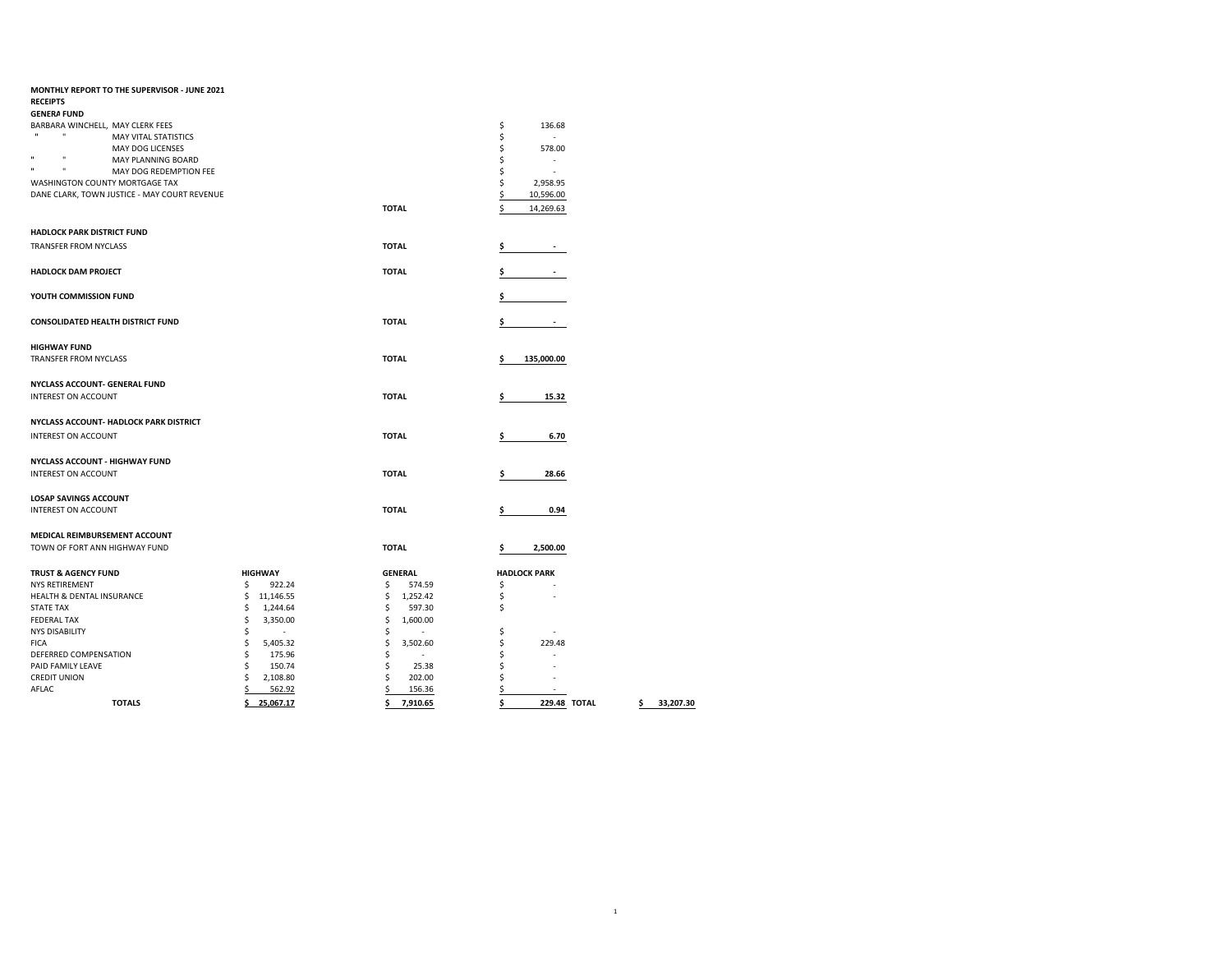**MONTHLY REPORT TO THE SUPERVISOR - JUNE 2021**

**RECEIPTS**

**GENERAL FUND**

| | | | |
|---|---|---|---|
| BARBARA WINCHELL, MAY CLERK FEES | | | $ 136.68 |
| " " MAY VITAL STATISTICS | | | $ - |
| MAY DOG LICENSES | | | $ 578.00 |
| " " MAY PLANNING BOARD | | | $ - |
| " " MAY DOG REDEMPTION FEE | | | $ - |
| WASHINGTON COUNTY MORTGAGE TAX | | | $ 2,958.95 |
| DANE CLARK, TOWN JUSTICE - MAY COURT REVENUE | | | $ 10,596.00 |
| | | **TOTAL** | $ 14,269.63 |
| **HADLOCK PARK DISTRICT FUND** | | | |
| TRANSFER FROM NYCLASS | | **TOTAL** | **$ -** |
| **HADLOCK DAM PROJECT** | | **TOTAL** | **$ -** |
| **YOUTH COMMISSION FUND** | | | **$** |
| **CONSOLIDATED HEALTH DISTRICT FUND** | | **TOTAL** | **$ -** |
| **HIGHWAY FUND** | | | |
| TRANSFER FROM NYCLASS | | **TOTAL** | **$ 135,000.00** |
| **NYCLASS ACCOUNT- GENERAL FUND** | | | |
| INTEREST ON ACCOUNT | | **TOTAL** | **$ 15.32** |
| **NYCLASS ACCOUNT- HADLOCK PARK DISTRICT** | | | |
| INTEREST ON ACCOUNT | | **TOTAL** | **$ 6.70** |
| **NYCLASS ACCOUNT - HIGHWAY FUND** | | | |
| INTEREST ON ACCOUNT | | **TOTAL** | **$ 28.66** |
| **LOSAP SAVINGS ACCOUNT** | | | |
| INTEREST ON ACCOUNT | | **TOTAL** | **$ 0.94** |
| **MEDICAL REIMBURSEMENT ACCOUNT** | | | |
| TOWN OF FORT ANN HIGHWAY FUND | | **TOTAL** | **$ 2,500.00** |

| **TRUST & AGENCY FUND** | **HIGHWAY** | **GENERAL** | **HADLOCK PARK** | | |
|---|---|---|---|---|---|
| NYS RETIREMENT | $ 922.24 | $ 574.59 | $ - | | |
| HEALTH & DENTAL INSURANCE | $ 11,146.55 | $ 1,252.42 | $ - | | |
| STATE TAX | $ 1,244.64 | $ 597.30 | $ | | |
| FEDERAL TAX | $ 3,350.00 | $ 1,600.00 | | | |
| NYS DISABILITY | $ - | $ - | $ - | | |
| FICA | $ 5,405.32 | $ 3,502.60 | $ 229.48 | | |
| DEFERRED COMPENSATION | $ 175.96 | $ - | $ - | | |
| PAID FAMILY LEAVE | $ 150.74 | $ 25.38 | $ - | | |
| CREDIT UNION | $ 2,108.80 | $ 202.00 | $ - | | |
| AFLAC | $ 562.92 | $ 156.36 | $ - | | |
| **TOTALS** | **$ 25,067.17** | **$ 7,910.65** | **$ 229.48** | **TOTAL** | **$ 33,207.30** |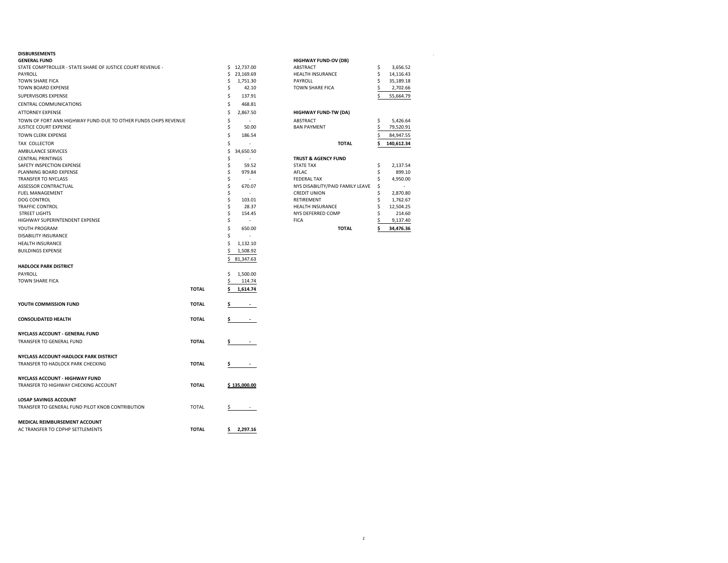**DISBURSEMENTS**

**GENERAL FUND**

| Item | | Amount |
|---|---|---|
| STATE COMPTROLLER - STATE SHARE OF JUSTICE COURT REVENUE - | | $ 12,737.00 |
| PAYROLL | | $ 23,169.69 |
| TOWN SHARE FICA | | $ 1,751.30 |
| TOWN BOARD EXPENSE | | $ 42.10 |
| SUPERVISORS EXPENSE | | $ 137.91 |
| CENTRAL COMMUNICATIONS | | $ 468.81 |
| ATTORNEY EXPENSE | | $ 2,867.50 |
| TOWN OF FORT ANN HIGHWAY FUND-DUE TO OTHER FUNDS CHIPS REVENUE | | $ - |
| JUSTICE COURT EXPENSE | | $ 50.00 |
| TOWN CLERK EXPENSE | | $ 186.54 |
| TAX COLLECTOR | | $ - |
| AMBULANCE SERVICES | | $ 34,650.50 |
| CENTRAL PRINTINGS | | $ - |
| SAFETY INSPECTION EXPENSE | | $ 59.52 |
| PLANNING BOARD EXPENSE | | $ 979.84 |
| TRANSFER TO NYCLASS | | $ - |
| ASSESSOR CONTRACTUAL | | $ 670.07 |
| FUEL MANAGEMENT | | $ - |
| DOG CONTROL | | $ 103.01 |
| TRAFFIC CONTROL | | $ 28.37 |
| STREET LIGHTS | | $ 154.45 |
| HIGHWAY SUPERINTENDENT EXPENSE | | $ - |
| YOUTH PROGRAM | | $ 650.00 |
| DISABILITY INSURANCE | | $ - |
| HEALTH INSURANCE | | $ 1,132.10 |
| BUILDINGS EXPENSE | | $ 1,508.92 |
| | | $ 81,347.63 |

**HADLOCK PARK DISTRICT**

| Item | | Amount |
|---|---|---|
| PAYROLL | | $ 1,500.00 |
| TOWN SHARE FICA | | $ 114.74 |
| | **TOTAL** | **$ 1,614.74** |

| Fund | | Amount |
|---|---|---|
| **YOUTH COMMISSION FUND** | **TOTAL** | $ - |
| **CONSOLIDATED HEALTH** | **TOTAL** | $ - |

**NYCLASS ACCOUNT - GENERAL FUND**

| TRANSFER TO GENERAL FUND | **TOTAL** | $ - |
|---|---|---|

**NYCLASS ACCOUNT-HADLOCK PARK DISTRICT**

| TRANSFER TO HADLOCK PARK CHECKING | **TOTAL** | $ - |
|---|---|---|

**NYCLASS ACCOUNT - HIGHWAY FUND**

| TRANSFER TO HIGHWAY CHECKING ACCOUNT | **TOTAL** | **$ 135,000.00** |
|---|---|---|

**LOSAP SAVINGS ACCOUNT**

| TRANSFER TO GENERAL FUND PILOT KNOB CONTRIBUTION | TOTAL | $ - |
|---|---|---|

**MEDICAL REIMBURSEMENT ACCOUNT**

| AC TRANSFER TO CDPHP SETTLEMENTS | **TOTAL** | **$ 2,297.16** |
|---|---|---|

**HIGHWAY FUND-OV (DB)**

| Item | Amount |
|---|---|
| ABSTRACT | $ 3,656.52 |
| HEALTH INSURANCE | $ 14,116.43 |
| PAYROLL | $ 35,189.18 |
| TOWN SHARE FICA | $ 2,702.66 |
| | $ 55,664.79 |

**HIGHWAY FUND-TW (DA)**

| Item | Amount |
|---|---|
| ABSTRACT | $ 5,426.64 |
| BAN PAYMENT | $ 79,520.91 |
| | $ 84,947.55 |
| **TOTAL** | **$ 140,612.34** |

**TRUST & AGENCY FUND**

| Item | Amount |
|---|---|
| STATE TAX | $ 2,137.54 |
| AFLAC | $ 899.10 |
| FEDERAL TAX | $ 4,950.00 |
| NYS DISABILITY/PAID FAMILY LEAVE | $ - |
| CREDIT UNION | $ 2,870.80 |
| RETIREMENT | $ 1,762.67 |
| HEALTH INSURANCE | $ 12,504.25 |
| NYS DEFERRED COMP | $ 214.60 |
| FICA | $ 9,137.40 |
| **TOTAL** | **$ 34,476.36** |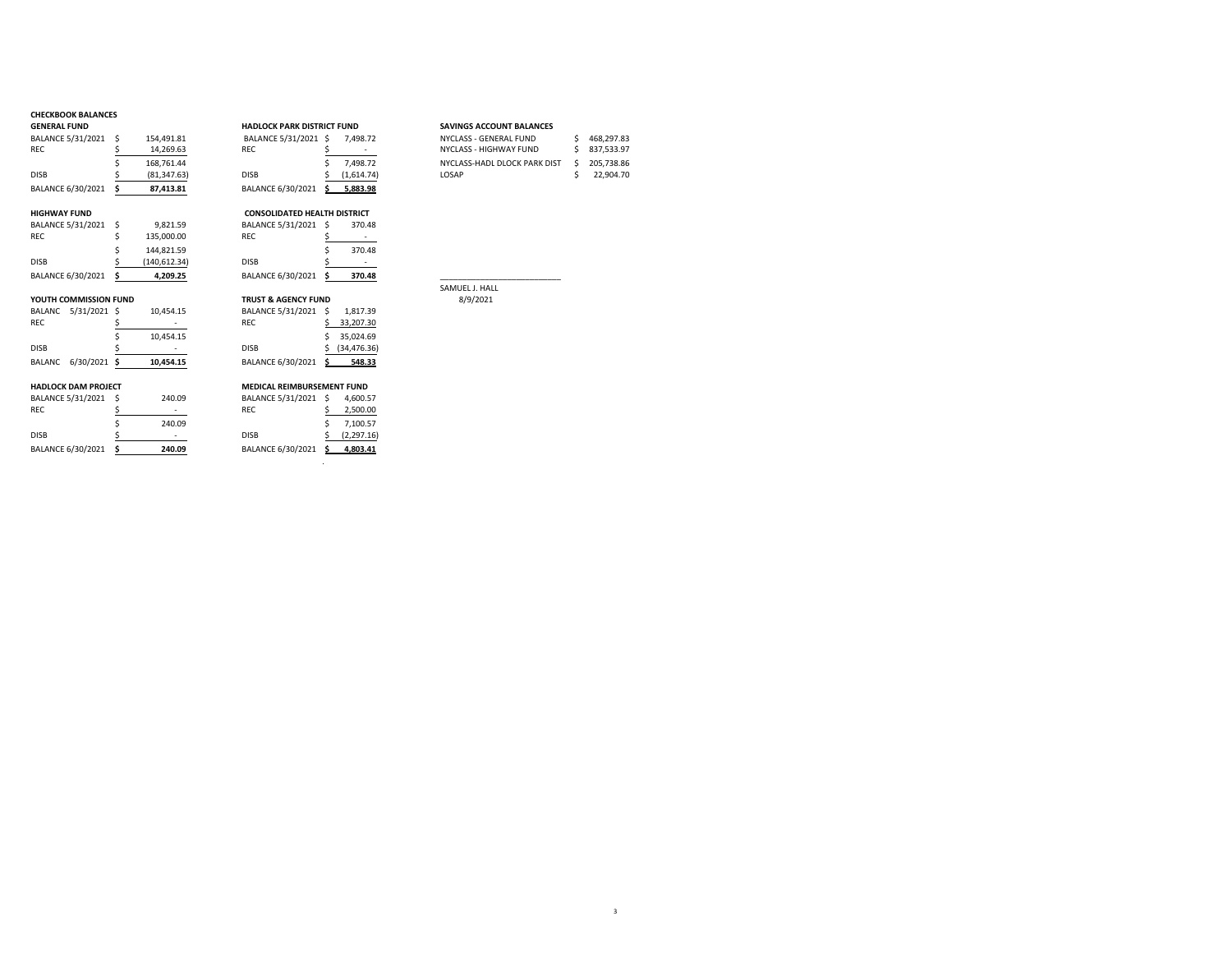**CHECKBOOK BALANCES**

**GENERAL FUND**

| | |
|---|---|
| BALANCE 5/31/2021 | $ 154,491.81 |
| REC | $ 14,269.63 |
| | $ 168,761.44 |
| DISB | $ (81,347.63) |
| BALANCE 6/30/2021 | **$ 87,413.81** |

**HIGHWAY FUND**

| | |
|---|---|
| BALANCE 5/31/2021 | $ 9,821.59 |
| REC | $ 135,000.00 |
| | $ 144,821.59 |
| DISB | $ (140,612.34) |
| BALANCE 6/30/2021 | **$ 4,209.25** |

**YOUTH COMMISSION FUND**

| | |
|---|---|
| BALANC 5/31/2021 | $ 10,454.15 |
| REC | $ - |
| | $ 10,454.15 |
| DISB | $ - |
| BALANC 6/30/2021 | **$ 10,454.15** |

**HADLOCK DAM PROJECT**

| | |
|---|---|
| BALANCE 5/31/2021 | $ 240.09 |
| REC | $ - |
| | $ 240.09 |
| DISB | $ - |
| BALANCE 6/30/2021 | **$ 240.09** |

**HADLOCK PARK DISTRICT FUND**

| | |
|---|---|
| BALANCE 5/31/2021 | $ 7,498.72 |
| REC | $ - |
| | $ 7,498.72 |
| DISB | $ (1,614.74) |
| BALANCE 6/30/2021 | **$ 5,883.98** |

**CONSOLIDATED HEALTH DISTRICT**

| | |
|---|---|
| BALANCE 5/31/2021 | $ 370.48 |
| REC | $ - |
| | $ 370.48 |
| DISB | $ - |
| BALANCE 6/30/2021 | **$ 370.48** |

**TRUST & AGENCY FUND**

| | |
|---|---|
| BALANCE 5/31/2021 | $ 1,817.39 |
| REC | $ 33,207.30 |
| | $ 35,024.69 |
| DISB | $ (34,476.36) |
| BALANCE 6/30/2021 | **$ 548.33** |

**MEDICAL REIMBURSEMENT FUND**

| | |
|---|---|
| BALANCE 5/31/2021 | $ 4,600.57 |
| REC | $ 2,500.00 |
| | $ 7,100.57 |
| DISB | $ (2,297.16) |
| BALANCE 6/30/2021 | **$ 4,803.41** |

**SAVINGS ACCOUNT BALANCES**

| | |
|---|---|
| NYCLASS - GENERAL FUND | $ 468,297.83 |
| NYCLASS - HIGHWAY FUND | $ 837,533.97 |
| NYCLASS-HADL DLOCK PARK DIST | $ 205,738.86 |
| LOSAP | $ 22,904.70 |

\_\_\_\_\_\_\_\_\_\_\_\_\_\_\_\_\_\_\_\_\_\_\_\_\_\_\_\_

SAMUEL J. HALL

8/9/2021